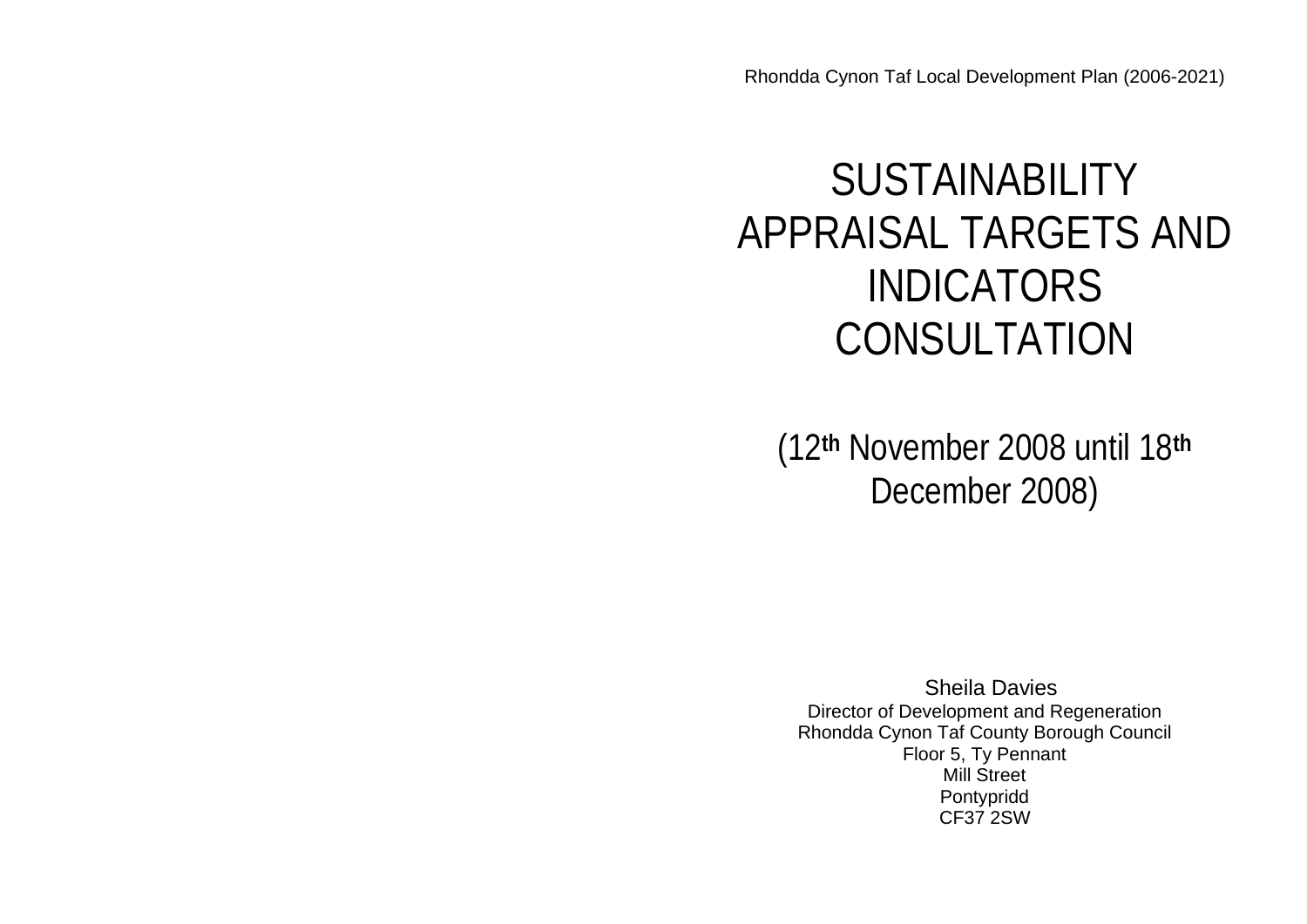Rhondda Cynon Taf Local Development Plan (2006-2021)

# SUSTAINABILITY APPRAISAL TARGETS AND INDICATORS CONSULTATION

## (12th November 2008 until 18th December 2008)

Sheila Davies
Director of Development and Regeneration
Rhondda Cynon Taf County Borough Council
Floor 5, Ty Pennant
Mill Street
Pontypridd
CF37 2SW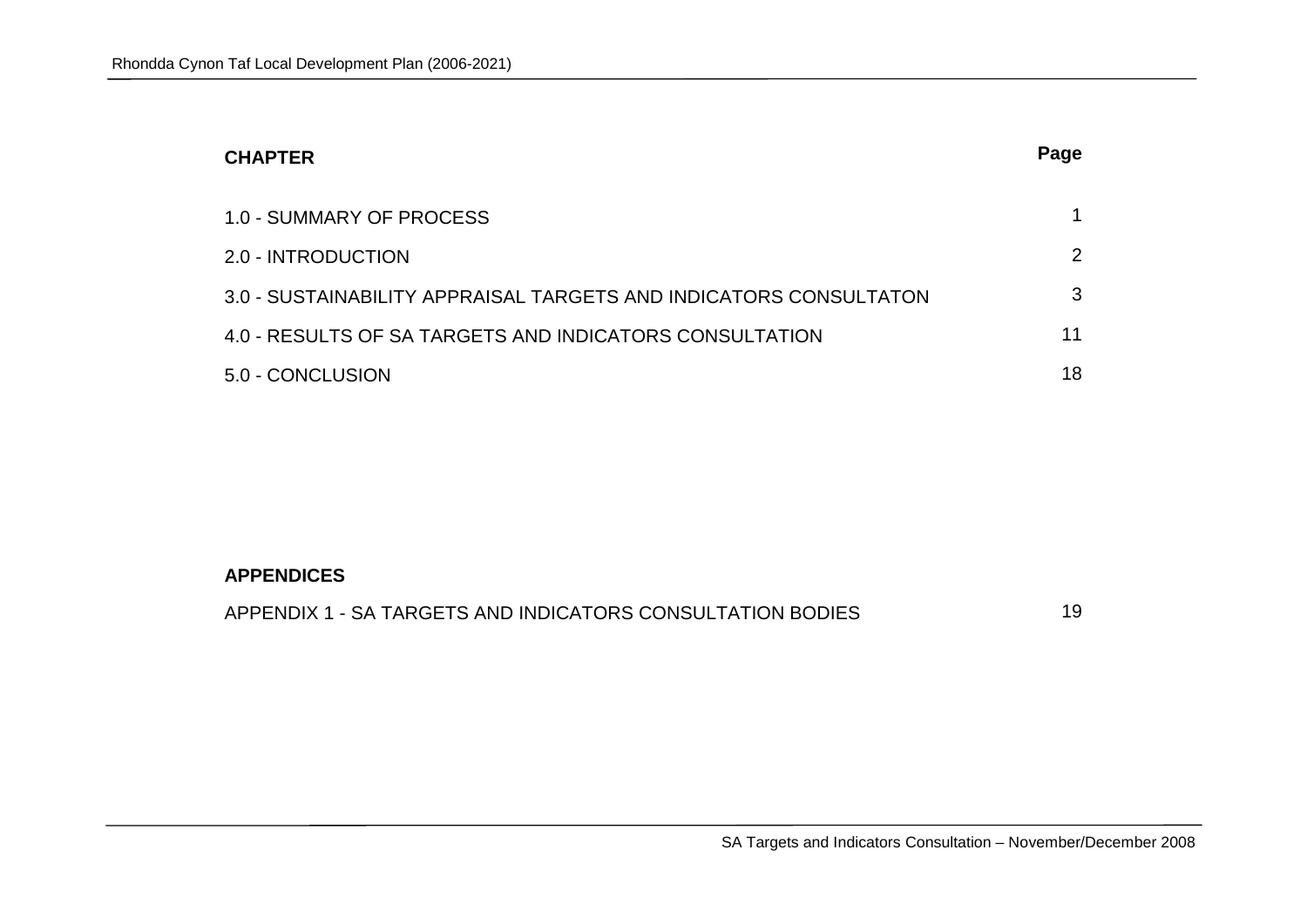| CHAPTER | Page |
| --- | --- |
| 1.0 - SUMMARY OF PROCESS | 1 |
| 2.0 - INTRODUCTION | 2 |
| 3.0 - SUSTAINABILITY APPRAISAL TARGETS AND INDICATORS CONSULTATON | 3 |
| 4.0 - RESULTS OF SA TARGETS AND INDICATORS CONSULTATION | 11 |
| 5.0 - CONCLUSION | 18 |

**APPENDICES**

| | |
| --- | --- |
| APPENDIX 1 - SA TARGETS AND INDICATORS CONSULTATION BODIES | 19 |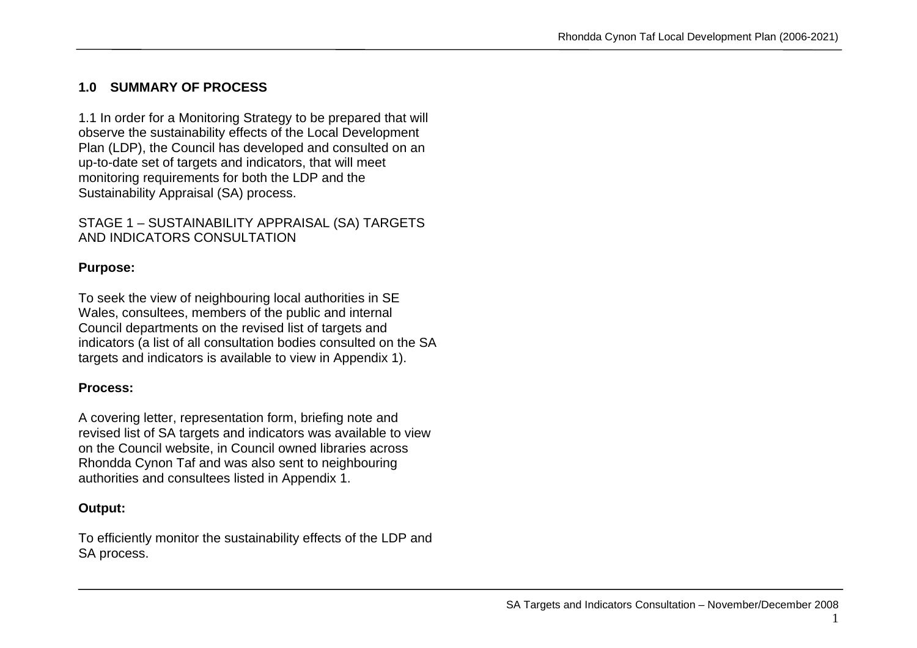## 1.0 SUMMARY OF PROCESS

1.1 In order for a Monitoring Strategy to be prepared that will observe the sustainability effects of the Local Development Plan (LDP), the Council has developed and consulted on an up-to-date set of targets and indicators, that will meet monitoring requirements for both the LDP and the Sustainability Appraisal (SA) process.

STAGE 1 – SUSTAINABILITY APPRAISAL (SA) TARGETS AND INDICATORS CONSULTATION

**Purpose:**

To seek the view of neighbouring local authorities in SE Wales, consultees, members of the public and internal Council departments on the revised list of targets and indicators (a list of all consultation bodies consulted on the SA targets and indicators is available to view in Appendix 1).

**Process:**

A covering letter, representation form, briefing note and revised list of SA targets and indicators was available to view on the Council website, in Council owned libraries across Rhondda Cynon Taf and was also sent to neighbouring authorities and consultees listed in Appendix 1.

**Output:**

To efficiently monitor the sustainability effects of the LDP and SA process.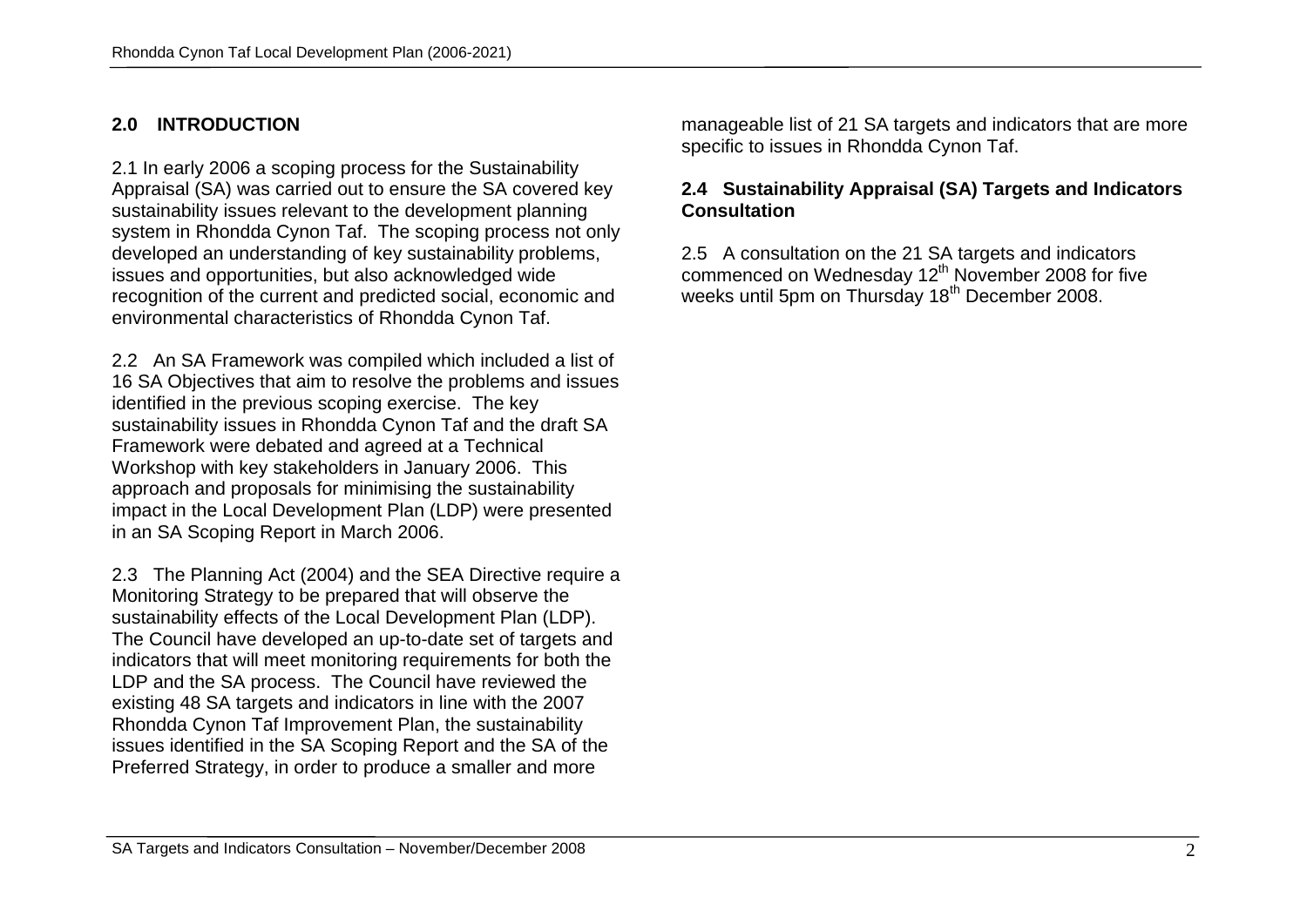## 2.0 INTRODUCTION

2.1 In early 2006 a scoping process for the Sustainability Appraisal (SA) was carried out to ensure the SA covered key sustainability issues relevant to the development planning system in Rhondda Cynon Taf. The scoping process not only developed an understanding of key sustainability problems, issues and opportunities, but also acknowledged wide recognition of the current and predicted social, economic and environmental characteristics of Rhondda Cynon Taf.

2.2 An SA Framework was compiled which included a list of 16 SA Objectives that aim to resolve the problems and issues identified in the previous scoping exercise. The key sustainability issues in Rhondda Cynon Taf and the draft SA Framework were debated and agreed at a Technical Workshop with key stakeholders in January 2006. This approach and proposals for minimising the sustainability impact in the Local Development Plan (LDP) were presented in an SA Scoping Report in March 2006.

2.3 The Planning Act (2004) and the SEA Directive require a Monitoring Strategy to be prepared that will observe the sustainability effects of the Local Development Plan (LDP). The Council have developed an up-to-date set of targets and indicators that will meet monitoring requirements for both the LDP and the SA process. The Council have reviewed the existing 48 SA targets and indicators in line with the 2007 Rhondda Cynon Taf Improvement Plan, the sustainability issues identified in the SA Scoping Report and the SA of the Preferred Strategy, in order to produce a smaller and more manageable list of 21 SA targets and indicators that are more specific to issues in Rhondda Cynon Taf.

### 2.4 Sustainability Appraisal (SA) Targets and Indicators Consultation

2.5 A consultation on the 21 SA targets and indicators commenced on Wednesday 12th November 2008 for five weeks until 5pm on Thursday 18th December 2008.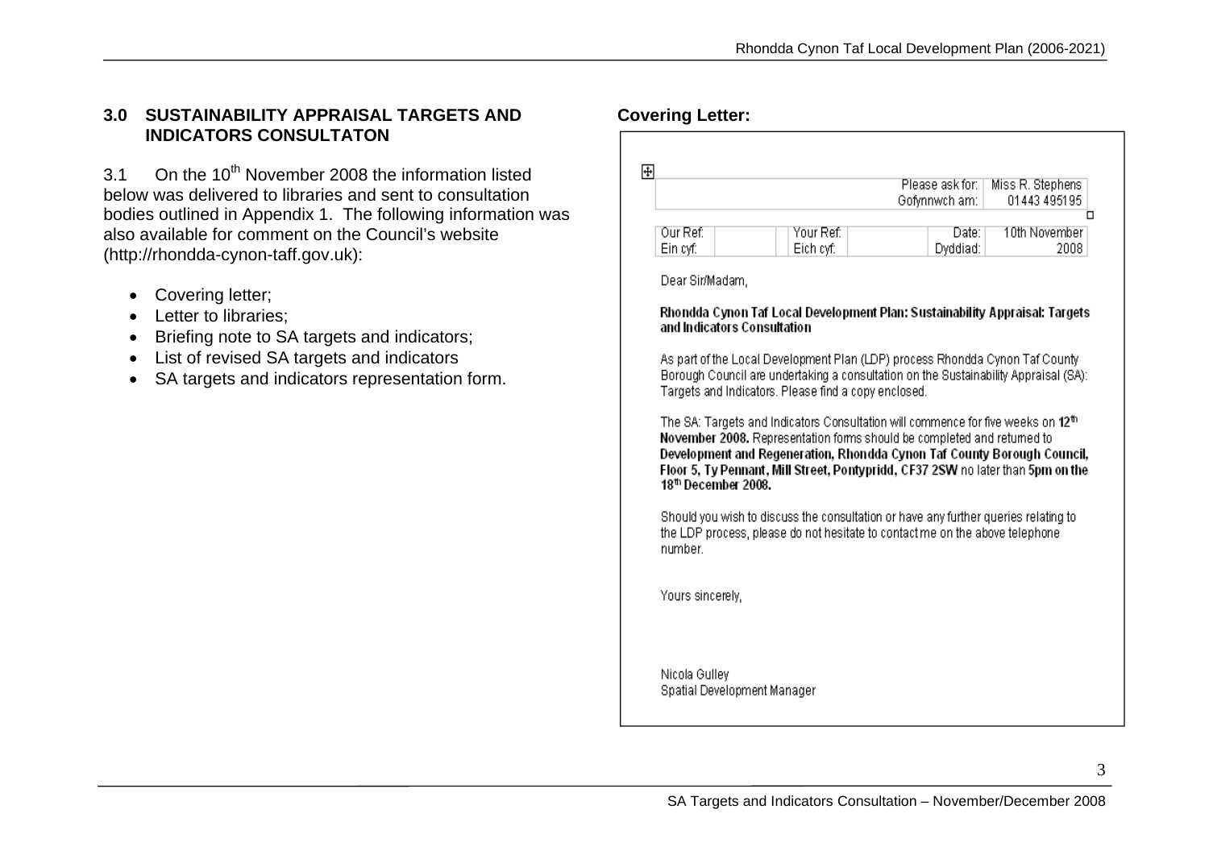## 3.0 SUSTAINABILITY APPRAISAL TARGETS AND INDICATORS CONSULTATON

3.1 On the 10th November 2008 the information listed below was delivered to libraries and sent to consultation bodies outlined in Appendix 1. The following information was also available for comment on the Council's website (http://rhondda-cynon-taff.gov.uk):

- Covering letter;
- Letter to libraries;
- Briefing note to SA targets and indicators;
- List of revised SA targets and indicators
- SA targets and indicators representation form.

**Covering Letter:**

| | | | |
|---|---|---|---|
| | | Please ask for:<br>Gofynnwch am: | Miss R. Stephens<br>01443 495195 |

| | | | | | |
|---|---|---|---|---|---|
| Our Ref:<br>Ein cyf: | | Your Ref:<br>Eich cyf: | | Date:<br>Dyddiad: | 10th November 2008 |

Dear Sir/Madam,

**Rhondda Cynon Taf Local Development Plan: Sustainability Appraisal: Targets and Indicators Consultation**

As part of the Local Development Plan (LDP) process Rhondda Cynon Taf County Borough Council are undertaking a consultation on the Sustainability Appraisal (SA): Targets and Indicators. Please find a copy enclosed.

The SA: Targets and Indicators Consultation will commence for five weeks on **12th November 2008.** Representation forms should be completed and returned to **Development and Regeneration, Rhondda Cynon Taf County Borough Council, Floor 5, Ty Pennant, Mill Street, Pontypridd, CF37 2SW** no later than **5pm on the 18th December 2008.**

Should you wish to discuss the consultation or have any further queries relating to the LDP process, please do not hesitate to contact me on the above telephone number.

Yours sincerely,

Nicola Gulley
Spatial Development Manager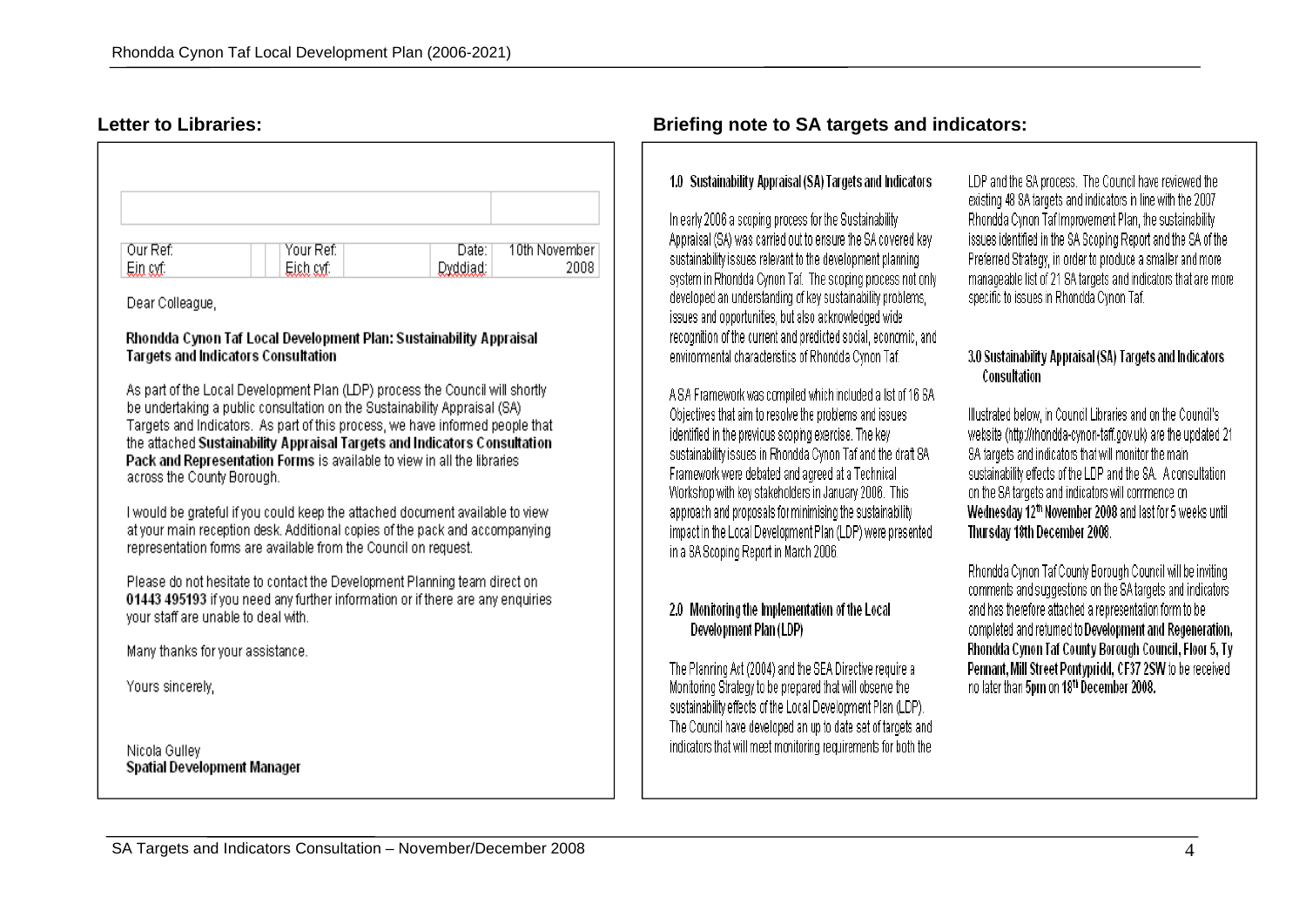## Letter to Libraries:

| Our Ref: Ein cyf: | | Your Ref: Eich cyf: | Date: Dyddiad: | 10th November 2008 |
|---|---|---|---|---|

Dear Colleague,

**Rhondda Cynon Taf Local Development Plan: Sustainability Appraisal Targets and Indicators Consultation**

As part of the Local Development Plan (LDP) process the Council will shortly be undertaking a public consultation on the Sustainability Appraisal (SA) Targets and Indicators. As part of this process, we have informed people that the attached **Sustainability Appraisal Targets and Indicators Consultation Pack and Representation Forms** is available to view in all the libraries across the County Borough.

I would be grateful if you could keep the attached document available to view at your main reception desk. Additional copies of the pack and accompanying representation forms are available from the Council on request.

Please do not hesitate to contact the Development Planning team direct on **01443 495193** if you need any further information or if there are any enquiries your staff are unable to deal with.

Many thanks for your assistance.

Yours sincerely,

Nicola Gulley
**Spatial Development Manager**

## Briefing note to SA targets and indicators:

### 1.0 Sustainability Appraisal (SA) Targets and Indicators

In early 2006 a scoping process for the Sustainability Appraisal (SA) was carried out to ensure the SA covered key sustainability issues relevant to the development planning system in Rhondda Cynon Taf. The scoping process not only developed an understanding of key sustainability problems, issues and opportunities, but also acknowledged wide recognition of the current and predicted social, economic, and environmental characteristics of Rhondda Cynon Taf.

A SA Framework was compiled which included a list of 16 SA Objectives that aim to resolve the problems and issues identified in the previous scoping exercise. The key sustainability issues in Rhondda Cynon Taf and the draft SA Framework were debated and agreed at a Technical Workshop with key stakeholders in January 2006. This approach and proposals for minimising the sustainability impact in the Local Development Plan (LDP) were presented in a SA Scoping Report in March 2006.

### 2.0 Monitoring the Implementation of the Local Development Plan (LDP)

The Planning Act (2004) and the SEA Directive require a Monitoring Strategy to be prepared that will observe the sustainability effects of the Local Development Plan (LDP). The Council have developed an up to date set of targets and indicators that will meet monitoring requirements for both the LDP and the SA process. The Council have reviewed the existing 48 SA targets and indicators in line with the 2007 Rhondda Cynon Taf Improvement Plan, the sustainability issues identified in the SA Scoping Report and the SA of the Preferred Strategy, in order to produce a smaller and more manageable list of 21 SA targets and indicators that are more specific to issues in Rhondda Cynon Taf.

### 3.0 Sustainability Appraisal (SA) Targets and Indicators Consultation

Illustrated below, in Council Libraries and on the Council's website (http://rhondda-cynon-taff.gov.uk) are the updated 21 SA targets and indicators that will monitor the main sustainability effects of the LDP and the SA. A consultation on the SA targets and indicators will commence on **Wednesday 12th November 2008** and last for 5 weeks until **Thursday 18th December 2008.**

Rhondda Cynon Taf County Borough Council will be inviting comments and suggestions on the SA targets and indicators and has therefore attached a representation form to be completed and returned to **Development and Regeneration, Rhondda Cynon Taf County Borough Council, Floor 5, Ty Pennant, Mill Street Pontypridd, CF37 2SW** to be received no later than **5pm on 18th December 2008.**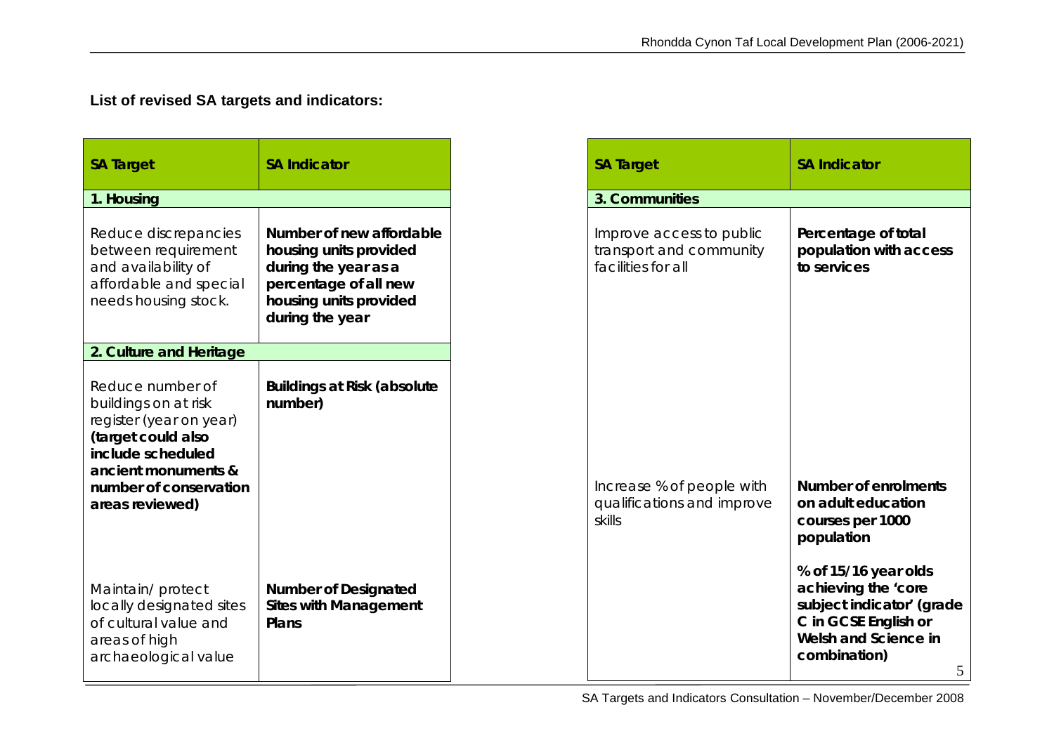**List of revised SA targets and indicators:**

| SA Target | SA Indicator |
|---|---|
| **1. Housing** | |
| Reduce discrepancies between requirement and availability of affordable and special needs housing stock. | **Number of new affordable housing units provided during the year as a percentage of all new housing units provided during the year** |
| **2. Culture and Heritage** | |
| Reduce number of buildings on at risk register (year on year) **(target could also include scheduled ancient monuments & number of conservation areas reviewed)** | **Buildings at Risk (absolute number)** |
| Maintain/ protect locally designated sites of cultural value and areas of high archaeological value | **Number of Designated Sites with Management Plans** |

| SA Target | SA Indicator |
|---|---|
| **3. Communities** | |
| Improve access to public transport and community facilities for all | **Percentage of total population with access to services** |
| Increase % of people with qualifications and improve skills | **Number of enrolments on adult education courses per 1000 population** |
| | **% of 15/16 year olds achieving the 'core subject indicator' (grade C in GCSE English or Welsh and Science in combination)** |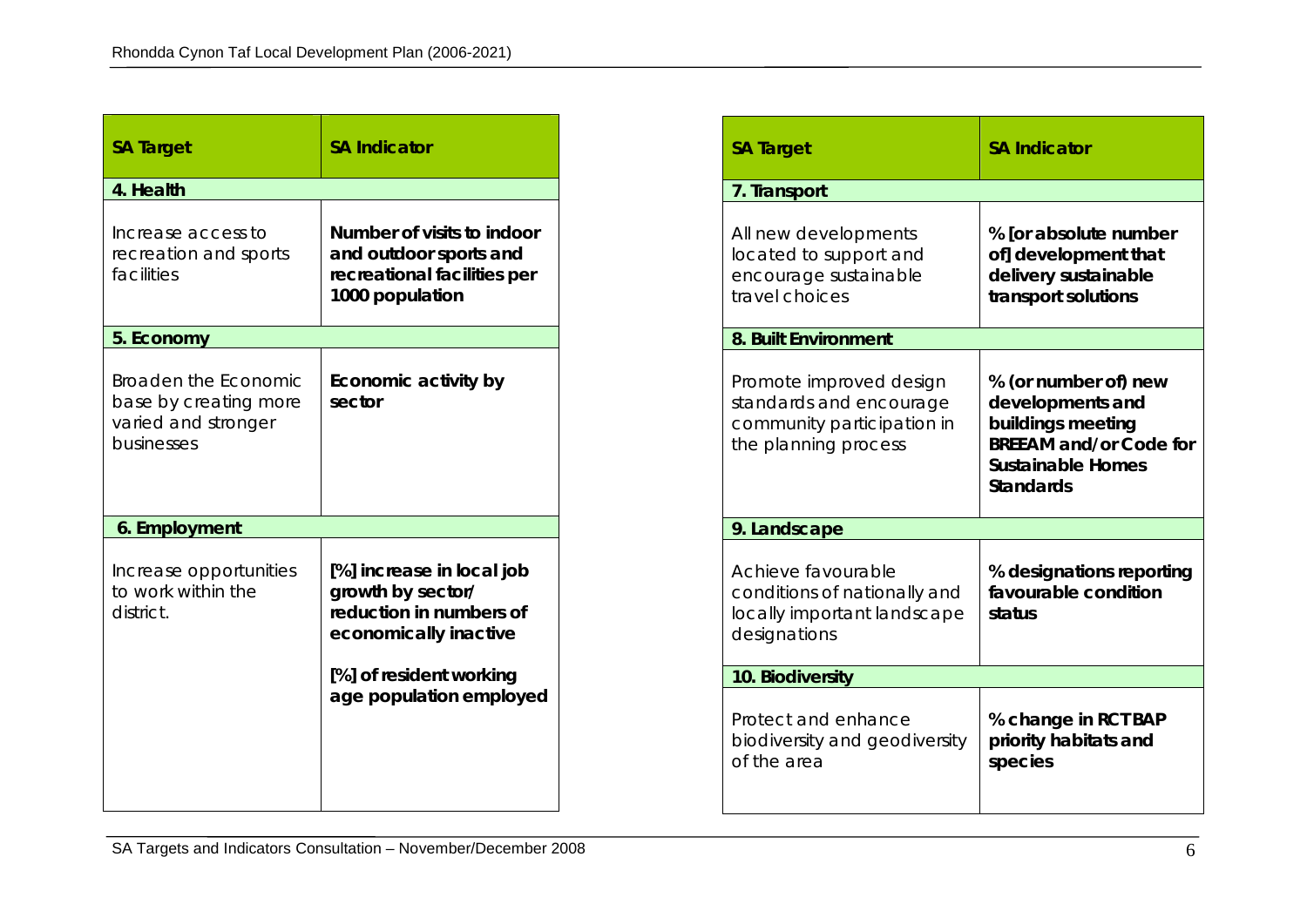| SA Target | SA Indicator |
|---|---|
| **4. Health** | |
| Increase access to recreation and sports facilities | **Number of visits to indoor and outdoor sports and recreational facilities per 1000 population** |
| **5. Economy** | |
| Broaden the Economic base by creating more varied and stronger businesses | **Economic activity by sector** |
| **6. Employment** | |
| Increase opportunities to work within the district. | **[%] increase in local job growth by sector/ reduction in numbers of economically inactive**<br><br>**[%] of resident working age population employed** |

| SA Target | SA Indicator |
|---|---|
| **7. Transport** | |
| All new developments located to support and encourage sustainable travel choices | **% [or absolute number of] development that delivery sustainable transport solutions** |
| **8. Built Environment** | |
| Promote improved design standards and encourage community participation in the planning process | **% (or number of) new developments and buildings meeting BREEAM and/or Code for Sustainable Homes Standards** |
| **9. Landscape** | |
| Achieve favourable conditions of nationally and locally important landscape designations | **% designations reporting favourable condition status** |
| **10. Biodiversity** | |
| Protect and enhance biodiversity and geodiversity of the area | **% change in RCTBAP priority habitats and species** |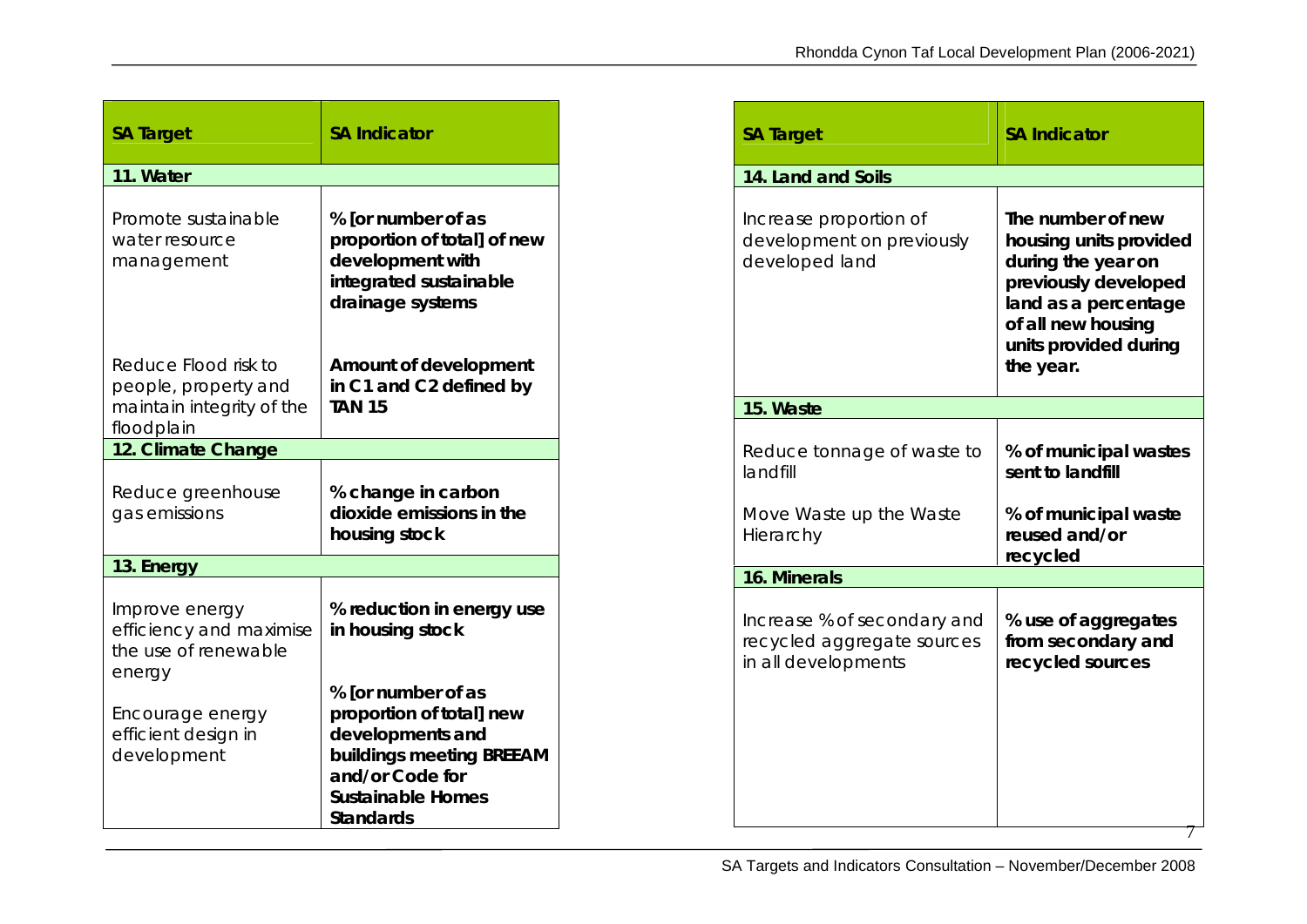| SA Target | SA Indicator |
|---|---|
| **11. Water** | |
| Promote sustainable water resource management | **% [or number of as proportion of total] of new development with integrated sustainable drainage systems** |
| Reduce Flood risk to people, property and maintain integrity of the floodplain | **Amount of development in C1 and C2 defined by TAN 15** |
| **12. Climate Change** | |
| Reduce greenhouse gas emissions | **% change in carbon dioxide emissions in the housing stock** |
| **13. Energy** | |
| Improve energy efficiency and maximise the use of renewable energy | **% reduction in energy use in housing stock** |
| Encourage energy efficient design in development | **% [or number of as proportion of total] new developments and buildings meeting BREEAM and/or Code for Sustainable Homes Standards** |

| SA Target | SA Indicator |
|---|---|
| **14. Land and Soils** | |
| Increase proportion of development on previously developed land | **The number of new housing units provided during the year on previously developed land as a percentage of all new housing units provided during the year.** |
| **15. Waste** | |
| Reduce tonnage of waste to landfill | **% of municipal wastes sent to landfill** |
| Move Waste up the Waste Hierarchy | **% of municipal waste reused and/or recycled** |
| **16. Minerals** | |
| Increase % of secondary and recycled aggregate sources in all developments | **% use of aggregates from secondary and recycled sources** |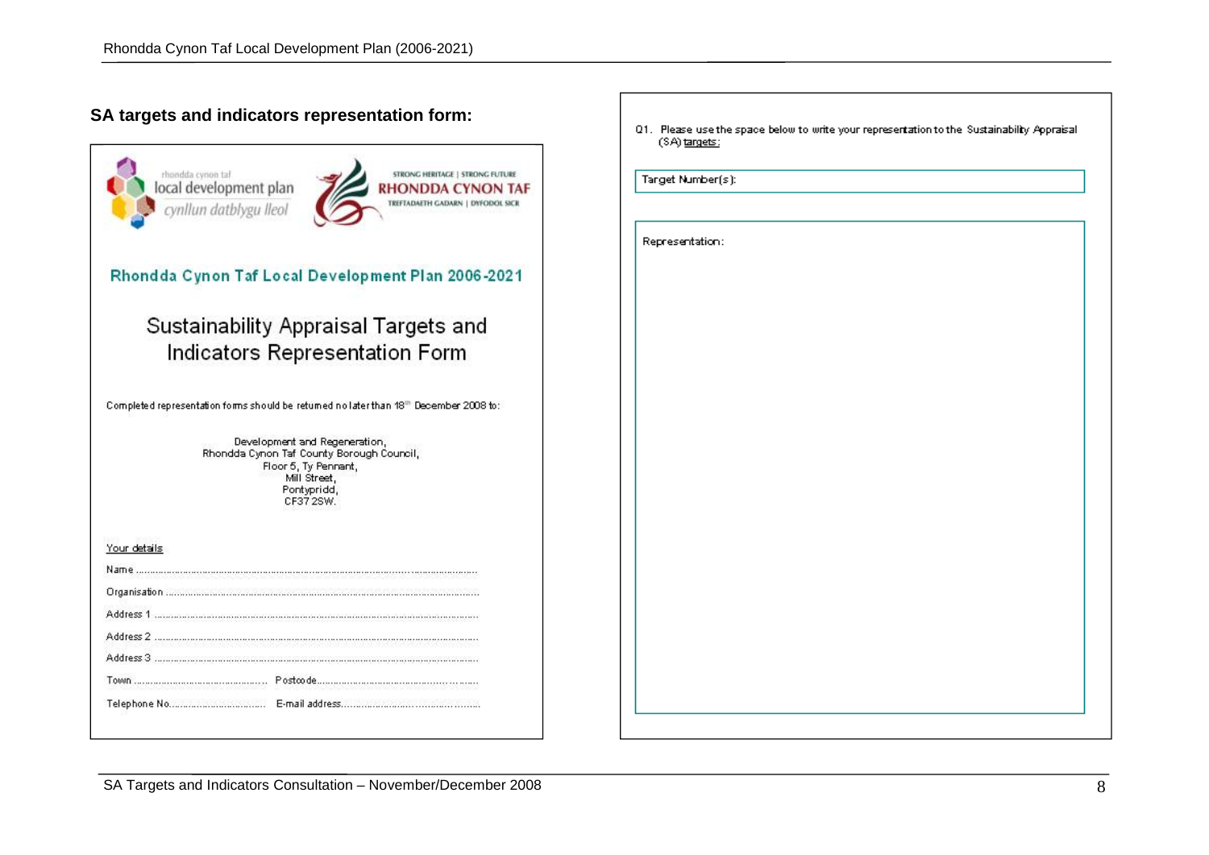## SA targets and indicators representation form:

rhondda cynon taf
local development plan
cynllun datblygu lleol

STRONG HERITAGE | STRONG FUTURE
RHONDDA CYNON TAF
TREFTADAETH GADARN | DYFODOL SICR

**Rhondda Cynon Taf Local Development Plan 2006-2021**

### Sustainability Appraisal Targets and Indicators Representation Form

Completed representation forms should be returned no later than 18th December 2008 to:

Development and Regeneration,
Rhondda Cynon Taf County Borough Council,
Floor 5, Ty Pennant,
Mill Street,
Pontypridd,
CF37 2SW.

Your details

Name ...................................................................................................................

Organisation .........................................................................................................

Address 1 .............................................................................................................

Address 2 .............................................................................................................

Address 3 .............................................................................................................

Town ............................................ Postcode.............................................

Telephone No................................ E-mail address.......................................

Q1. Please use the space below to write your representation to the Sustainability Appraisal (SA) targets:

Target Number(s):

Representation: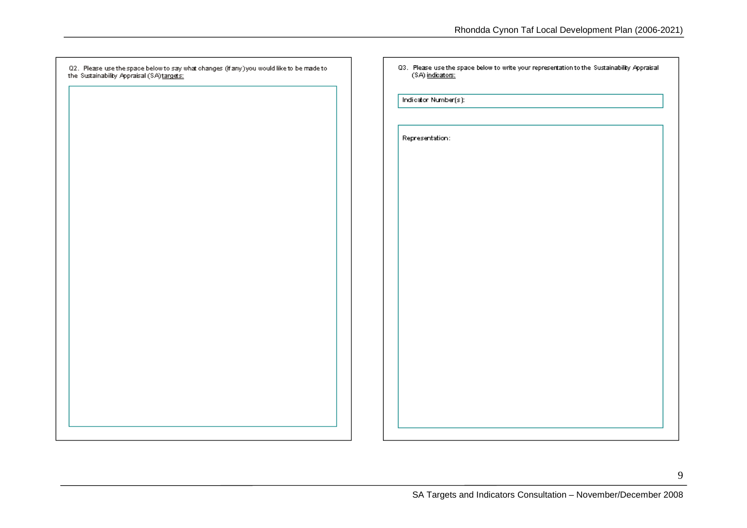Q2. Please use the space below to say what changes (if any) you would like to be made to the Sustainability Appraisal (SA) targets:

Q3. Please use the space below to write your representation to the Sustainability Appraisal (SA) indicators:

Indicator Number(s):

Representation: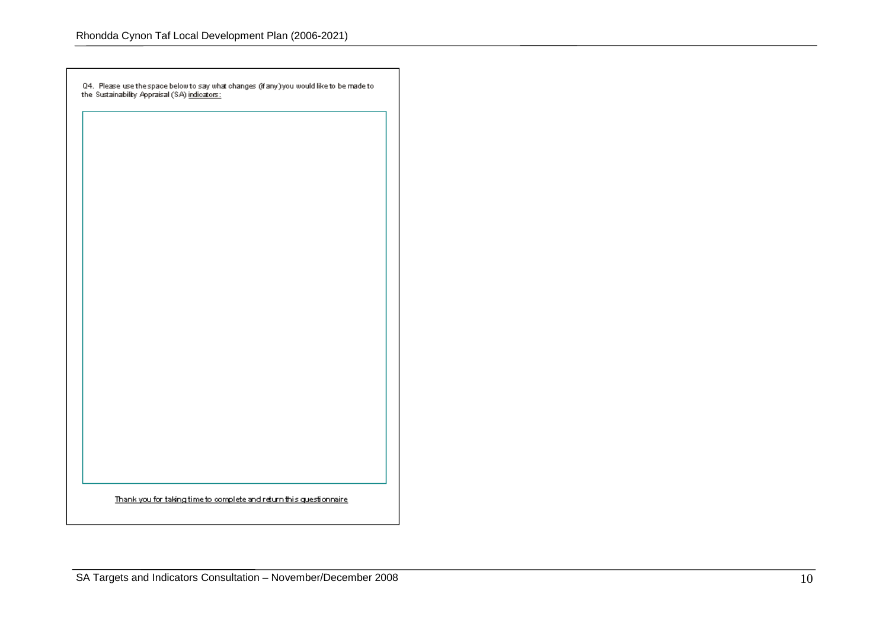Q4. Please use the space below to say what changes (if any) you would like to be made to the Sustainability Appraisal (SA) <u>indicators:</u>

<u>Thank you for taking time to complete and return this questionnaire</u>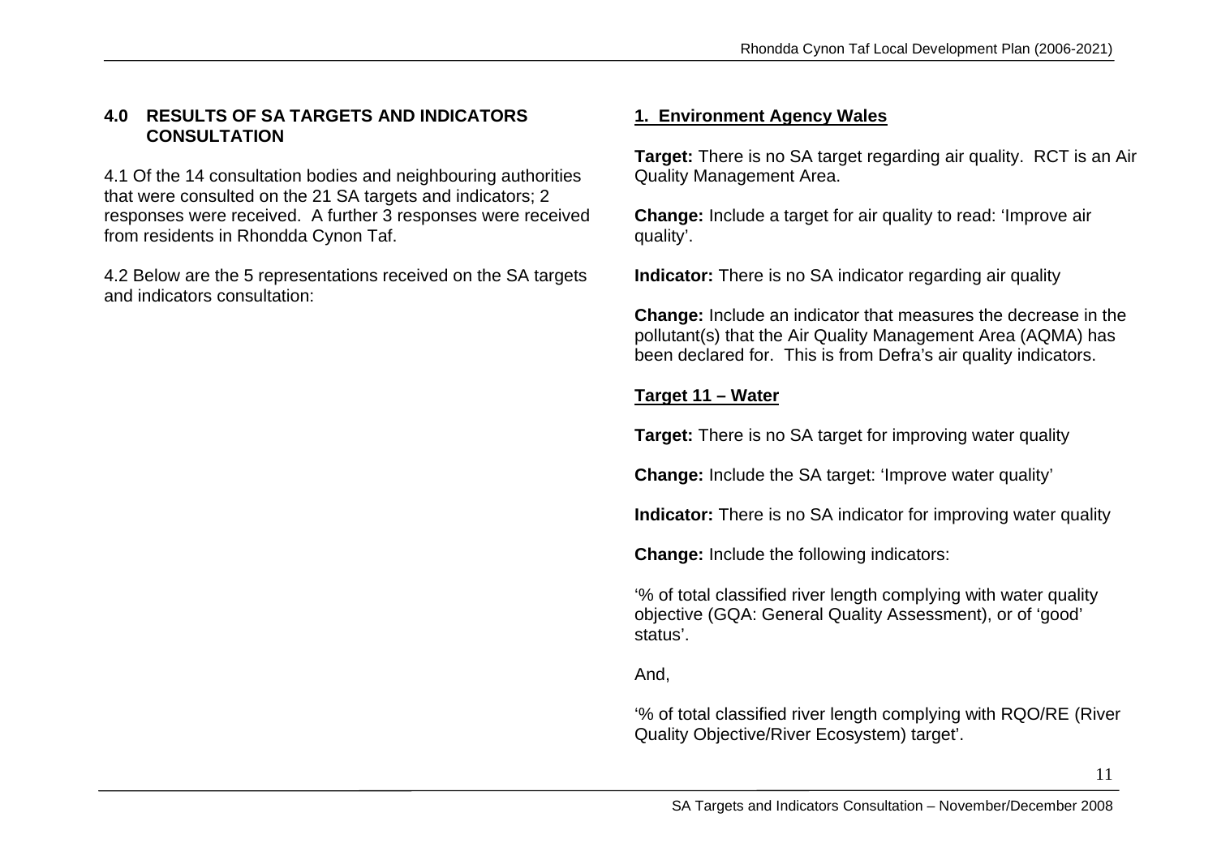## 4.0 RESULTS OF SA TARGETS AND INDICATORS CONSULTATION

4.1 Of the 14 consultation bodies and neighbouring authorities that were consulted on the 21 SA targets and indicators; 2 responses were received. A further 3 responses were received from residents in Rhondda Cynon Taf.

4.2 Below are the 5 representations received on the SA targets and indicators consultation:

### 1. Environment Agency Wales

**Target:** There is no SA target regarding air quality. RCT is an Air Quality Management Area.

**Change:** Include a target for air quality to read: 'Improve air quality'.

**Indicator:** There is no SA indicator regarding air quality

**Change:** Include an indicator that measures the decrease in the pollutant(s) that the Air Quality Management Area (AQMA) has been declared for. This is from Defra's air quality indicators.

### Target 11 – Water

**Target:** There is no SA target for improving water quality

**Change:** Include the SA target: 'Improve water quality'

**Indicator:** There is no SA indicator for improving water quality

**Change:** Include the following indicators:

'% of total classified river length complying with water quality objective (GQA: General Quality Assessment), or of 'good' status'.

And,

'% of total classified river length complying with RQO/RE (River Quality Objective/River Ecosystem) target'.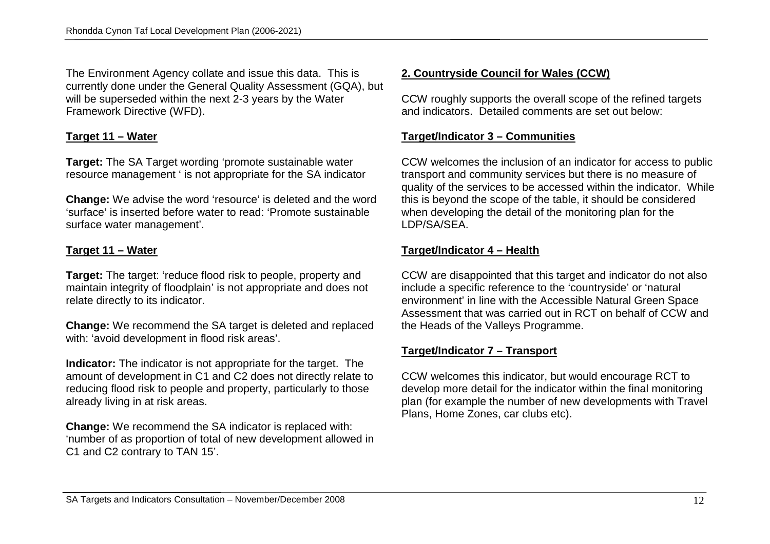The Environment Agency collate and issue this data. This is currently done under the General Quality Assessment (GQA), but will be superseded within the next 2-3 years by the Water Framework Directive (WFD).

**Target 11 – Water**

**Target:** The SA Target wording 'promote sustainable water resource management ' is not appropriate for the SA indicator

**Change:** We advise the word 'resource' is deleted and the word 'surface' is inserted before water to read: 'Promote sustainable surface water management'.

**Target 11 – Water**

**Target:** The target: 'reduce flood risk to people, property and maintain integrity of floodplain' is not appropriate and does not relate directly to its indicator.

**Change:** We recommend the SA target is deleted and replaced with: 'avoid development in flood risk areas'.

**Indicator:** The indicator is not appropriate for the target. The amount of development in C1 and C2 does not directly relate to reducing flood risk to people and property, particularly to those already living in at risk areas.

**Change:** We recommend the SA indicator is replaced with: 'number of as proportion of total of new development allowed in C1 and C2 contrary to TAN 15'.

**2. Countryside Council for Wales (CCW)**

CCW roughly supports the overall scope of the refined targets and indicators. Detailed comments are set out below:

**Target/Indicator 3 – Communities**

CCW welcomes the inclusion of an indicator for access to public transport and community services but there is no measure of quality of the services to be accessed within the indicator. While this is beyond the scope of the table, it should be considered when developing the detail of the monitoring plan for the LDP/SA/SEA.

**Target/Indicator 4 – Health**

CCW are disappointed that this target and indicator do not also include a specific reference to the 'countryside' or 'natural environment' in line with the Accessible Natural Green Space Assessment that was carried out in RCT on behalf of CCW and the Heads of the Valleys Programme.

**Target/Indicator 7 – Transport**

CCW welcomes this indicator, but would encourage RCT to develop more detail for the indicator within the final monitoring plan (for example the number of new developments with Travel Plans, Home Zones, car clubs etc).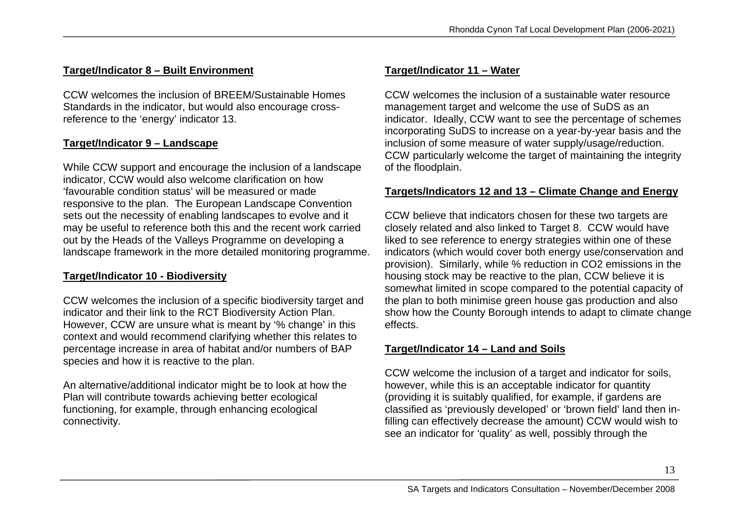**Target/Indicator 8 – Built Environment**

CCW welcomes the inclusion of BREEM/Sustainable Homes Standards in the indicator, but would also encourage cross-reference to the 'energy' indicator 13.

**Target/Indicator 9 – Landscape**

While CCW support and encourage the inclusion of a landscape indicator, CCW would also welcome clarification on how 'favourable condition status' will be measured or made responsive to the plan. The European Landscape Convention sets out the necessity of enabling landscapes to evolve and it may be useful to reference both this and the recent work carried out by the Heads of the Valleys Programme on developing a landscape framework in the more detailed monitoring programme.

**Target/Indicator 10 - Biodiversity**

CCW welcomes the inclusion of a specific biodiversity target and indicator and their link to the RCT Biodiversity Action Plan. However, CCW are unsure what is meant by '% change' in this context and would recommend clarifying whether this relates to percentage increase in area of habitat and/or numbers of BAP species and how it is reactive to the plan.

An alternative/additional indicator might be to look at how the Plan will contribute towards achieving better ecological functioning, for example, through enhancing ecological connectivity.

**Target/Indicator 11 – Water**

CCW welcomes the inclusion of a sustainable water resource management target and welcome the use of SuDS as an indicator. Ideally, CCW want to see the percentage of schemes incorporating SuDS to increase on a year-by-year basis and the inclusion of some measure of water supply/usage/reduction. CCW particularly welcome the target of maintaining the integrity of the floodplain.

**Targets/Indicators 12 and 13 – Climate Change and Energy**

CCW believe that indicators chosen for these two targets are closely related and also linked to Target 8. CCW would have liked to see reference to energy strategies within one of these indicators (which would cover both energy use/conservation and provision). Similarly, while % reduction in $CO_2$ emissions in the housing stock may be reactive to the plan, CCW believe it is somewhat limited in scope compared to the potential capacity of the plan to both minimise green house gas production and also show how the County Borough intends to adapt to climate change effects.

**Target/Indicator 14 – Land and Soils**

CCW welcome the inclusion of a target and indicator for soils, however, while this is an acceptable indicator for quantity (providing it is suitably qualified, for example, if gardens are classified as 'previously developed' or 'brown field' land then in-filling can effectively decrease the amount) CCW would wish to see an indicator for 'quality' as well, possibly through the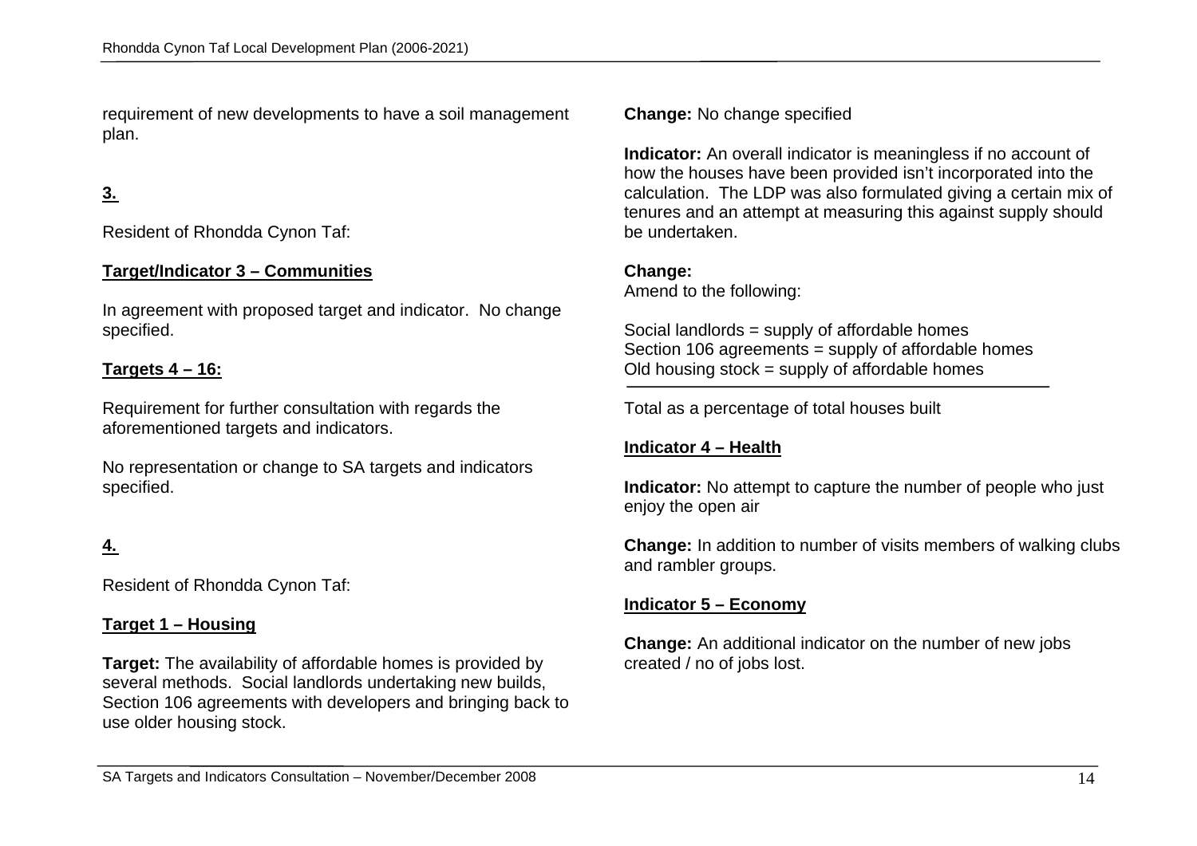requirement of new developments to have a soil management plan.

**3.**

Resident of Rhondda Cynon Taf:

**Target/Indicator 3 – Communities**

In agreement with proposed target and indicator. No change specified.

**Targets 4 – 16:**

Requirement for further consultation with regards the aforementioned targets and indicators.

No representation or change to SA targets and indicators specified.

**4.**

Resident of Rhondda Cynon Taf:

**Target 1 – Housing**

**Target:** The availability of affordable homes is provided by several methods. Social landlords undertaking new builds, Section 106 agreements with developers and bringing back to use older housing stock.

**Change:** No change specified

**Indicator:** An overall indicator is meaningless if no account of how the houses have been provided isn't incorporated into the calculation. The LDP was also formulated giving a certain mix of tenures and an attempt at measuring this against supply should be undertaken.

**Change:**
Amend to the following:

Social landlords = supply of affordable homes
Section 106 agreements = supply of affordable homes
Old housing stock = supply of affordable homes

---

Total as a percentage of total houses built

**Indicator 4 – Health**

**Indicator:** No attempt to capture the number of people who just enjoy the open air

**Change:** In addition to number of visits members of walking clubs and rambler groups.

**Indicator 5 – Economy**

**Change:** An additional indicator on the number of new jobs created / no of jobs lost.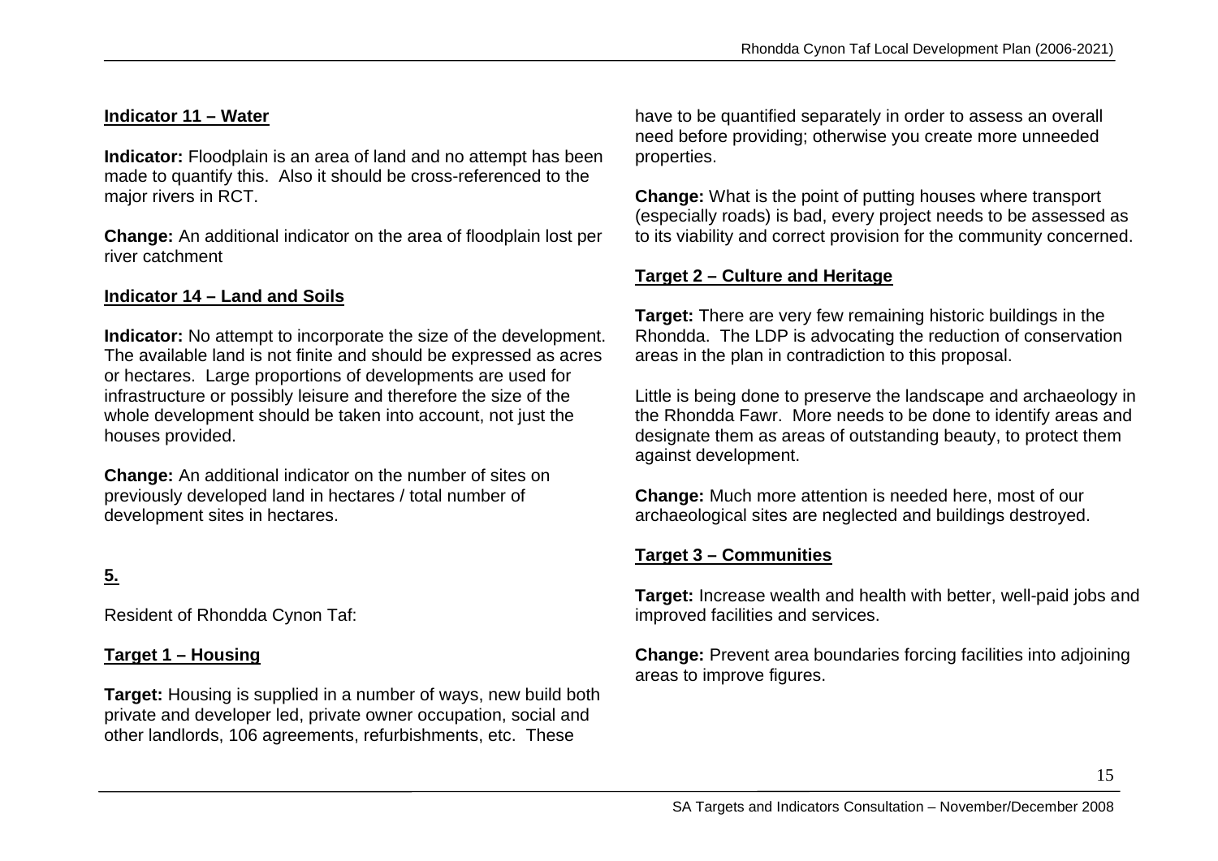**Indicator 11 – Water**

**Indicator:** Floodplain is an area of land and no attempt has been made to quantify this. Also it should be cross-referenced to the major rivers in RCT.

**Change:** An additional indicator on the area of floodplain lost per river catchment

**Indicator 14 – Land and Soils**

**Indicator:** No attempt to incorporate the size of the development. The available land is not finite and should be expressed as acres or hectares. Large proportions of developments are used for infrastructure or possibly leisure and therefore the size of the whole development should be taken into account, not just the houses provided.

**Change:** An additional indicator on the number of sites on previously developed land in hectares / total number of development sites in hectares.

**5.**

Resident of Rhondda Cynon Taf:

**Target 1 – Housing**

**Target:** Housing is supplied in a number of ways, new build both private and developer led, private owner occupation, social and other landlords, 106 agreements, refurbishments, etc. These have to be quantified separately in order to assess an overall need before providing; otherwise you create more unneeded properties.

**Change:** What is the point of putting houses where transport (especially roads) is bad, every project needs to be assessed as to its viability and correct provision for the community concerned.

**Target 2 – Culture and Heritage**

**Target:** There are very few remaining historic buildings in the Rhondda. The LDP is advocating the reduction of conservation areas in the plan in contradiction to this proposal.

Little is being done to preserve the landscape and archaeology in the Rhondda Fawr. More needs to be done to identify areas and designate them as areas of outstanding beauty, to protect them against development.

**Change:** Much more attention is needed here, most of our archaeological sites are neglected and buildings destroyed.

**Target 3 – Communities**

**Target:** Increase wealth and health with better, well-paid jobs and improved facilities and services.

**Change:** Prevent area boundaries forcing facilities into adjoining areas to improve figures.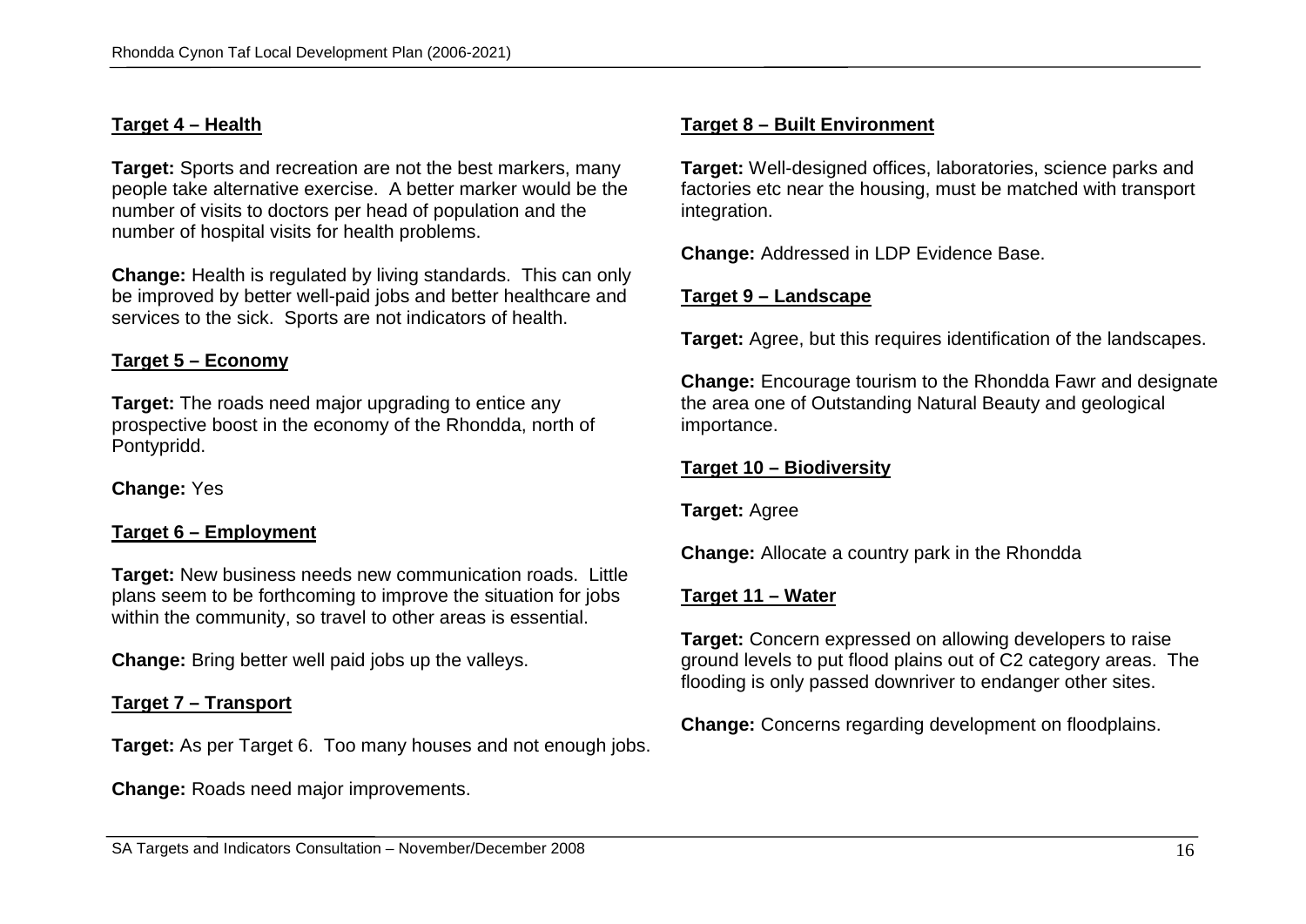**Target 4 – Health**

**Target:** Sports and recreation are not the best markers, many people take alternative exercise. A better marker would be the number of visits to doctors per head of population and the number of hospital visits for health problems.

**Change:** Health is regulated by living standards. This can only be improved by better well-paid jobs and better healthcare and services to the sick. Sports are not indicators of health.

**Target 5 – Economy**

**Target:** The roads need major upgrading to entice any prospective boost in the economy of the Rhondda, north of Pontypridd.

**Change:** Yes

**Target 6 – Employment**

**Target:** New business needs new communication roads. Little plans seem to be forthcoming to improve the situation for jobs within the community, so travel to other areas is essential.

**Change:** Bring better well paid jobs up the valleys.

**Target 7 – Transport**

**Target:** As per Target 6. Too many houses and not enough jobs.

**Change:** Roads need major improvements.

**Target 8 – Built Environment**

**Target:** Well-designed offices, laboratories, science parks and factories etc near the housing, must be matched with transport integration.

**Change:** Addressed in LDP Evidence Base.

**Target 9 – Landscape**

**Target:** Agree, but this requires identification of the landscapes.

**Change:** Encourage tourism to the Rhondda Fawr and designate the area one of Outstanding Natural Beauty and geological importance.

**Target 10 – Biodiversity**

**Target:** Agree

**Change:** Allocate a country park in the Rhondda

**Target 11 – Water**

**Target:** Concern expressed on allowing developers to raise ground levels to put flood plains out of C2 category areas. The flooding is only passed downriver to endanger other sites.

**Change:** Concerns regarding development on floodplains.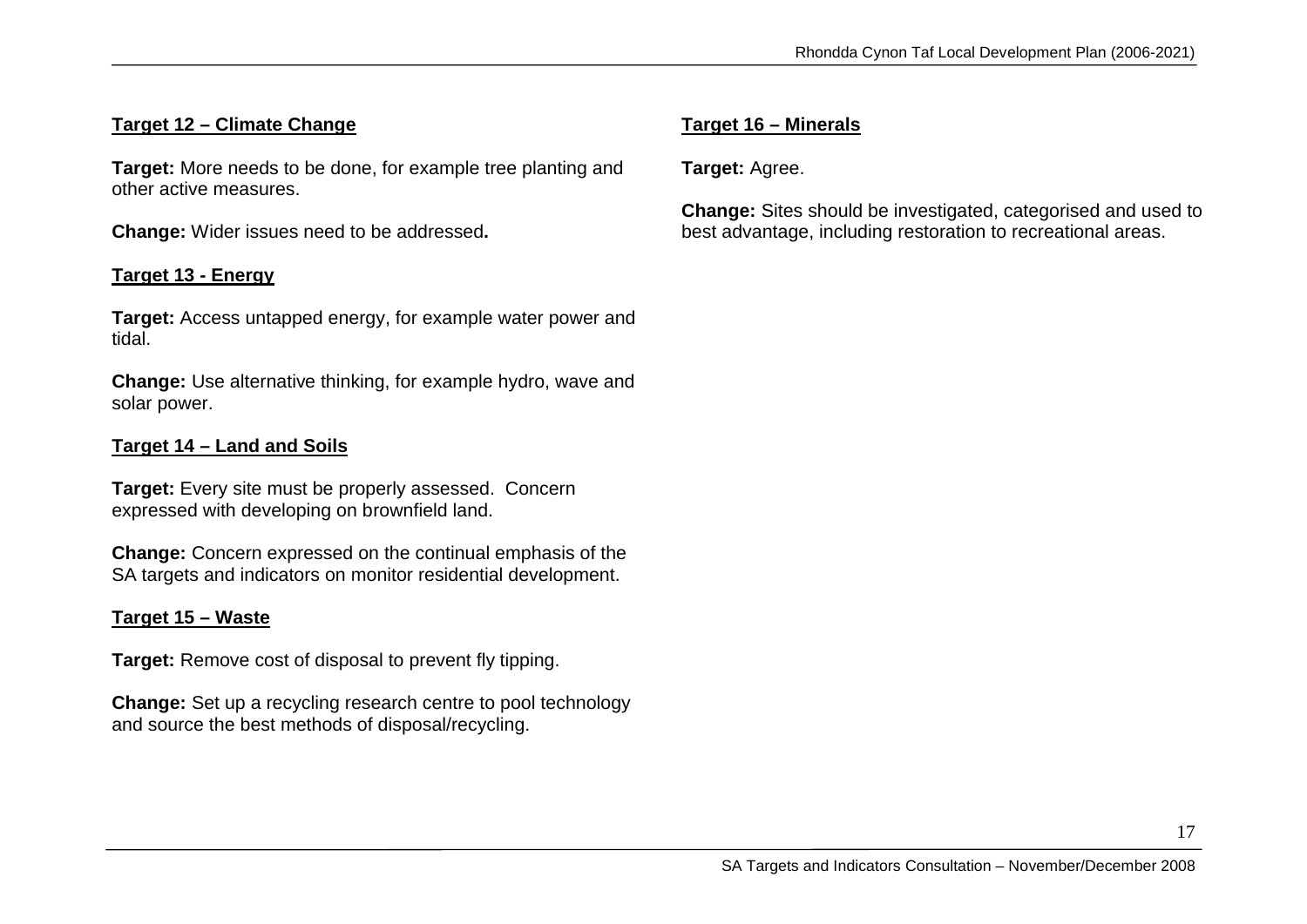**Target 12 – Climate Change**

**Target:** More needs to be done, for example tree planting and other active measures.

**Change:** Wider issues need to be addressed**.**

**Target 13 - Energy**

**Target:** Access untapped energy, for example water power and tidal.

**Change:** Use alternative thinking, for example hydro, wave and solar power.

**Target 14 – Land and Soils**

**Target:** Every site must be properly assessed. Concern expressed with developing on brownfield land.

**Change:** Concern expressed on the continual emphasis of the SA targets and indicators on monitor residential development.

**Target 15 – Waste**

**Target:** Remove cost of disposal to prevent fly tipping.

**Change:** Set up a recycling research centre to pool technology and source the best methods of disposal/recycling.

**Target 16 – Minerals**

**Target:** Agree.

**Change:** Sites should be investigated, categorised and used to best advantage, including restoration to recreational areas.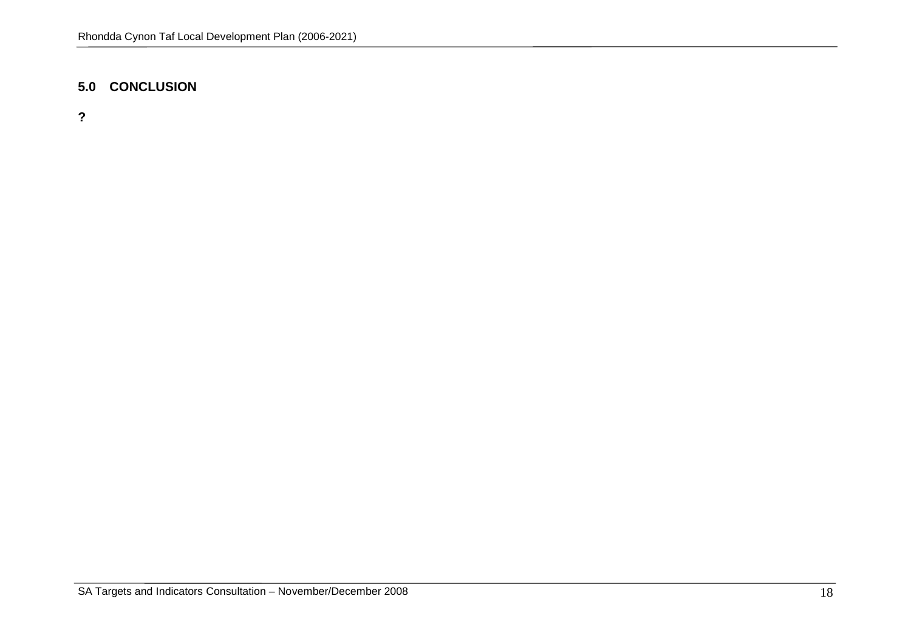## 5.0 CONCLUSION

**?**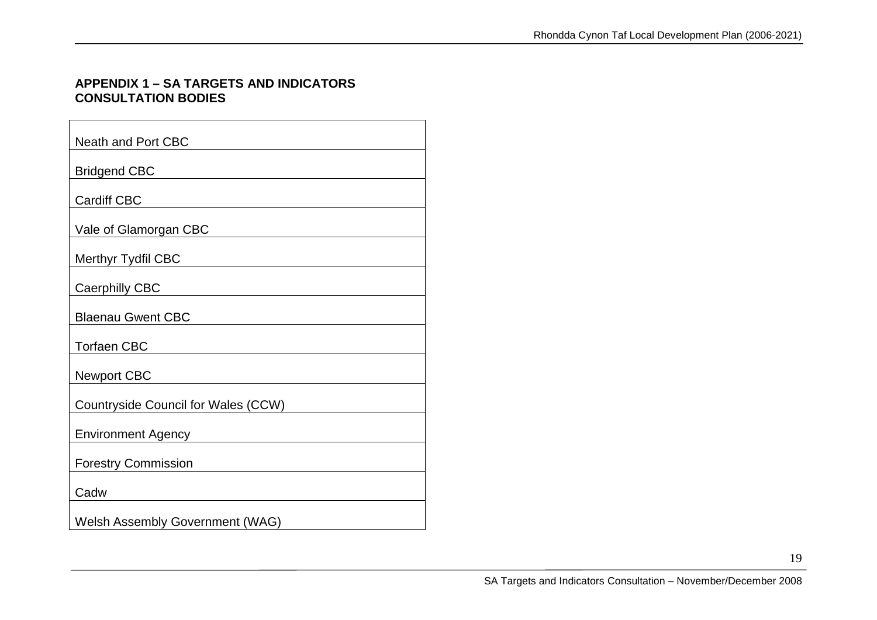## APPENDIX 1 – SA TARGETS AND INDICATORS CONSULTATION BODIES

| |
|---|
| Neath and Port CBC |
| Bridgend CBC |
| Cardiff CBC |
| Vale of Glamorgan CBC |
| Merthyr Tydfil CBC |
| Caerphilly CBC |
| Blaenau Gwent CBC |
| Torfaen CBC |
| Newport CBC |
| Countryside Council for Wales (CCW) |
| Environment Agency |
| Forestry Commission |
| Cadw |
| Welsh Assembly Government (WAG) |